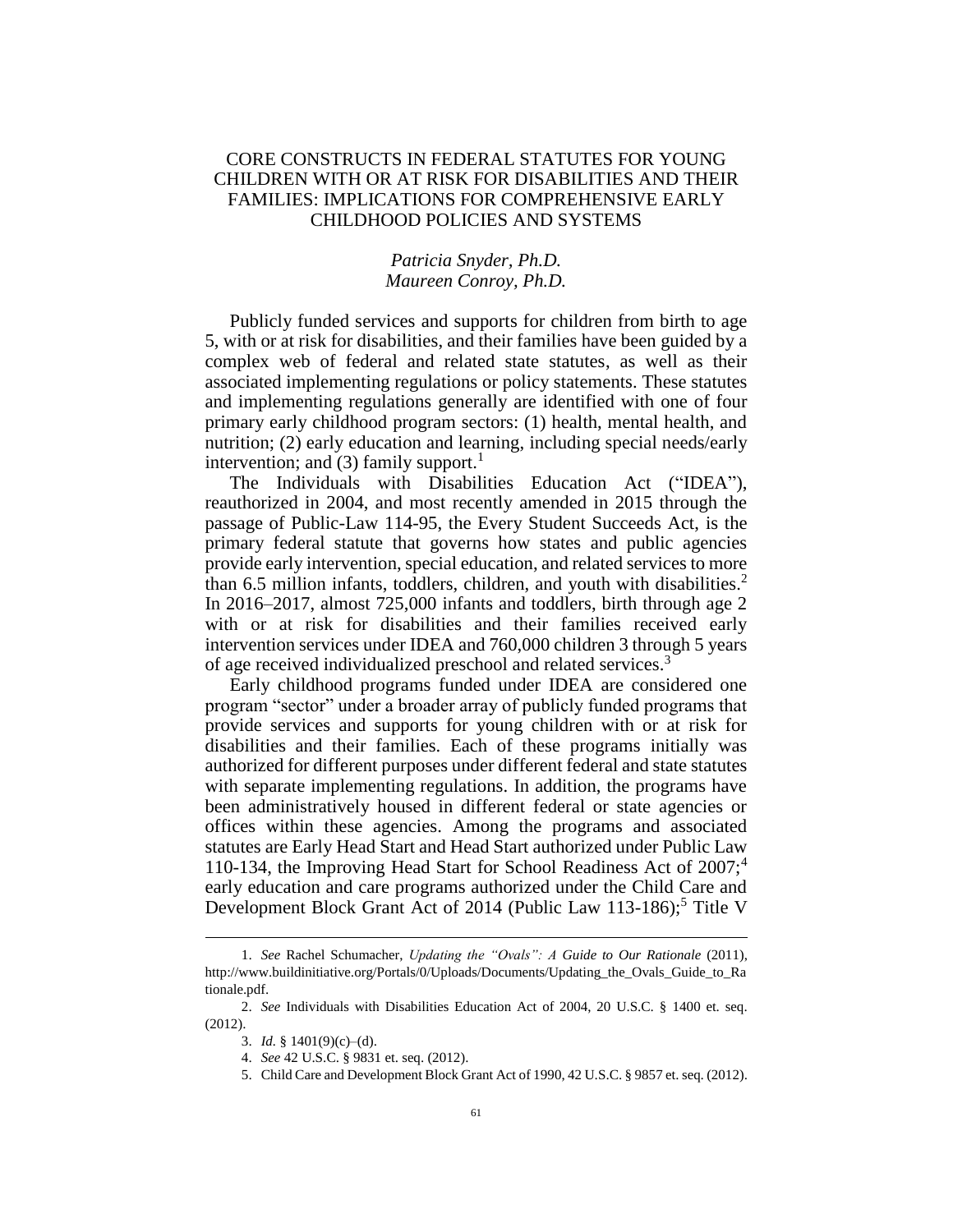# CORE CONSTRUCTS IN FEDERAL STATUTES FOR YOUNG CHILDREN WITH OR AT RISK FOR DISABILITIES AND THEIR FAMILIES: IMPLICATIONS FOR COMPREHENSIVE EARLY CHILDHOOD POLICIES AND SYSTEMS

*Patricia Snyder, Ph.D.*
*Maureen Conroy, Ph.D.*

Publicly funded services and supports for children from birth to age 5, with or at risk for disabilities, and their families have been guided by a complex web of federal and related state statutes, as well as their associated implementing regulations or policy statements. These statutes and implementing regulations generally are identified with one of four primary early childhood program sectors: (1) health, mental health, and nutrition; (2) early education and learning, including special needs/early intervention; and (3) family support.[1]

The Individuals with Disabilities Education Act ("IDEA"), reauthorized in 2004, and most recently amended in 2015 through the passage of Public-Law 114-95, the Every Student Succeeds Act, is the primary federal statute that governs how states and public agencies provide early intervention, special education, and related services to more than 6.5 million infants, toddlers, children, and youth with disabilities.[2] In 2016–2017, almost 725,000 infants and toddlers, birth through age 2 with or at risk for disabilities and their families received early intervention services under IDEA and 760,000 children 3 through 5 years of age received individualized preschool and related services.[3]

Early childhood programs funded under IDEA are considered one program "sector" under a broader array of publicly funded programs that provide services and supports for young children with or at risk for disabilities and their families. Each of these programs initially was authorized for different purposes under different federal and state statutes with separate implementing regulations. In addition, the programs have been administratively housed in different federal or state agencies or offices within these agencies. Among the programs and associated statutes are Early Head Start and Head Start authorized under Public Law 110-134, the Improving Head Start for School Readiness Act of 2007;[4] early education and care programs authorized under the Child Care and Development Block Grant Act of 2014 (Public Law 113-186);[5] Title V

---

1. *See* Rachel Schumacher, *Updating the "Ovals": A Guide to Our Rationale* (2011), http://www.buildinitiative.org/Portals/0/Uploads/Documents/Updating_the_Ovals_Guide_to_Rationale.pdf.

2. *See* Individuals with Disabilities Education Act of 2004, 20 U.S.C. § 1400 et. seq. (2012).

3. *Id.* § 1401(9)(c)–(d).

4. *See* 42 U.S.C. § 9831 et. seq. (2012).

5. Child Care and Development Block Grant Act of 1990, 42 U.S.C. § 9857 et. seq. (2012).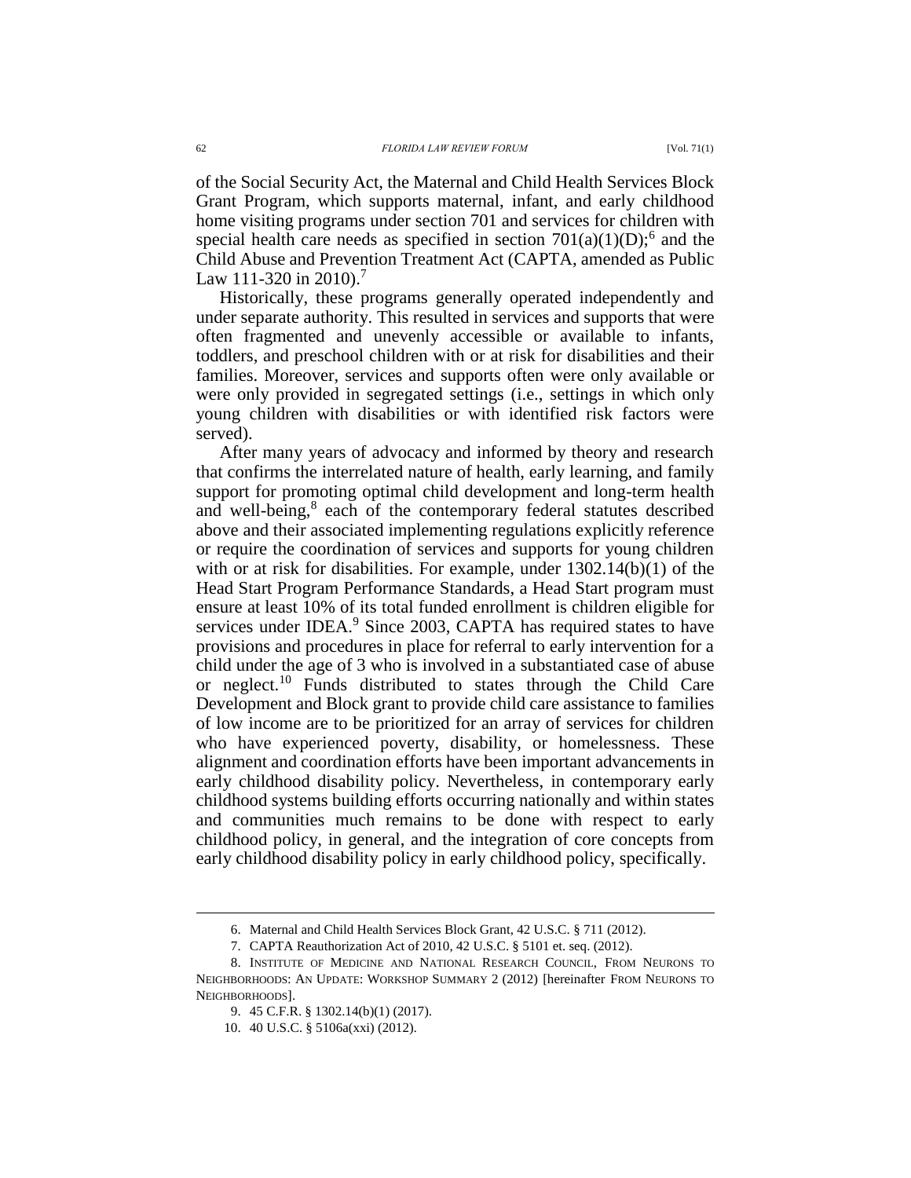of the Social Security Act, the Maternal and Child Health Services Block Grant Program, which supports maternal, infant, and early childhood home visiting programs under section 701 and services for children with special health care needs as specified in section 701(a)(1)(D);[6] and the Child Abuse and Prevention Treatment Act (CAPTA, amended as Public Law 111-320 in 2010).[7]

Historically, these programs generally operated independently and under separate authority. This resulted in services and supports that were often fragmented and unevenly accessible or available to infants, toddlers, and preschool children with or at risk for disabilities and their families. Moreover, services and supports often were only available or were only provided in segregated settings (i.e., settings in which only young children with disabilities or with identified risk factors were served).

After many years of advocacy and informed by theory and research that confirms the interrelated nature of health, early learning, and family support for promoting optimal child development and long-term health and well-being,[8] each of the contemporary federal statutes described above and their associated implementing regulations explicitly reference or require the coordination of services and supports for young children with or at risk for disabilities. For example, under 1302.14(b)(1) of the Head Start Program Performance Standards, a Head Start program must ensure at least 10% of its total funded enrollment is children eligible for services under IDEA.[9] Since 2003, CAPTA has required states to have provisions and procedures in place for referral to early intervention for a child under the age of 3 who is involved in a substantiated case of abuse or neglect.[10] Funds distributed to states through the Child Care Development and Block grant to provide child care assistance to families of low income are to be prioritized for an array of services for children who have experienced poverty, disability, or homelessness. These alignment and coordination efforts have been important advancements in early childhood disability policy. Nevertheless, in contemporary early childhood systems building efforts occurring nationally and within states and communities much remains to be done with respect to early childhood policy, in general, and the integration of core concepts from early childhood disability policy in early childhood policy, specifically.

---

6. Maternal and Child Health Services Block Grant, 42 U.S.C. § 711 (2012).

7. CAPTA Reauthorization Act of 2010, 42 U.S.C. § 5101 et. seq. (2012).

8. INSTITUTE OF MEDICINE AND NATIONAL RESEARCH COUNCIL, FROM NEURONS TO NEIGHBORHOODS: AN UPDATE: WORKSHOP SUMMARY 2 (2012) [hereinafter FROM NEURONS TO NEIGHBORHOODS].

9. 45 C.F.R. § 1302.14(b)(1) (2017).

10. 40 U.S.C. § 5106a(xxi) (2012).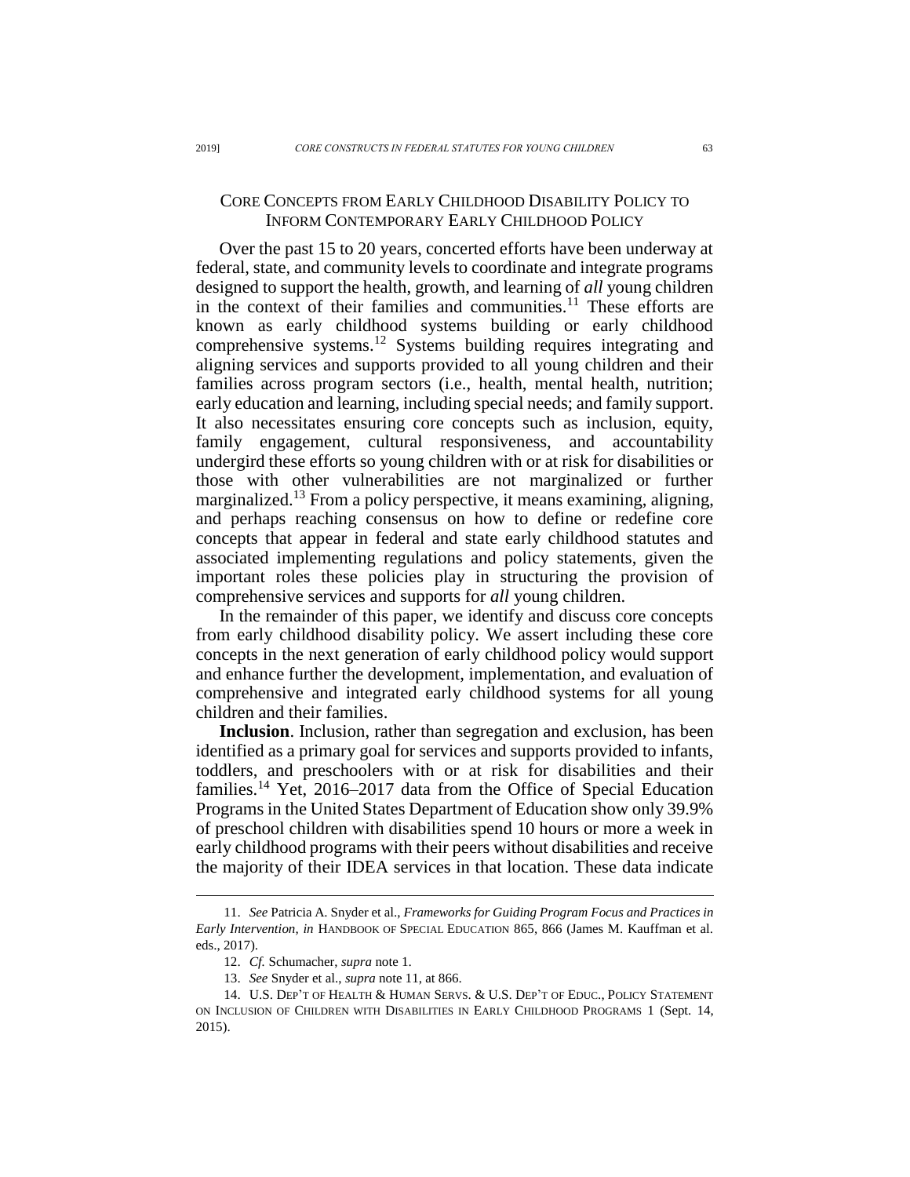## Core Concepts from Early Childhood Disability Policy to Inform Contemporary Early Childhood Policy

Over the past 15 to 20 years, concerted efforts have been underway at federal, state, and community levels to coordinate and integrate programs designed to support the health, growth, and learning of *all* young children in the context of their families and communities.[11] These efforts are known as early childhood systems building or early childhood comprehensive systems.[12] Systems building requires integrating and aligning services and supports provided to all young children and their families across program sectors (i.e., health, mental health, nutrition; early education and learning, including special needs; and family support. It also necessitates ensuring core concepts such as inclusion, equity, family engagement, cultural responsiveness, and accountability undergird these efforts so young children with or at risk for disabilities or those with other vulnerabilities are not marginalized or further marginalized.[13] From a policy perspective, it means examining, aligning, and perhaps reaching consensus on how to define or redefine core concepts that appear in federal and state early childhood statutes and associated implementing regulations and policy statements, given the important roles these policies play in structuring the provision of comprehensive services and supports for *all* young children.

In the remainder of this paper, we identify and discuss core concepts from early childhood disability policy. We assert including these core concepts in the next generation of early childhood policy would support and enhance further the development, implementation, and evaluation of comprehensive and integrated early childhood systems for all young children and their families.

**Inclusion**. Inclusion, rather than segregation and exclusion, has been identified as a primary goal for services and supports provided to infants, toddlers, and preschoolers with or at risk for disabilities and their families.[14] Yet, 2016–2017 data from the Office of Special Education Programs in the United States Department of Education show only 39.9% of preschool children with disabilities spend 10 hours or more a week in early childhood programs with their peers without disabilities and receive the majority of their IDEA services in that location. These data indicate

---

11. *See* Patricia A. Snyder et al., *Frameworks for Guiding Program Focus and Practices in Early Intervention*, *in* HANDBOOK OF SPECIAL EDUCATION 865, 866 (James M. Kauffman et al. eds., 2017).

12. *Cf.* Schumacher, *supra* note 1.

13. *See* Snyder et al., *supra* note 11, at 866.

14. U.S. DEP'T OF HEALTH & HUMAN SERVS. & U.S. DEP'T OF EDUC., POLICY STATEMENT ON INCLUSION OF CHILDREN WITH DISABILITIES IN EARLY CHILDHOOD PROGRAMS 1 (Sept. 14, 2015).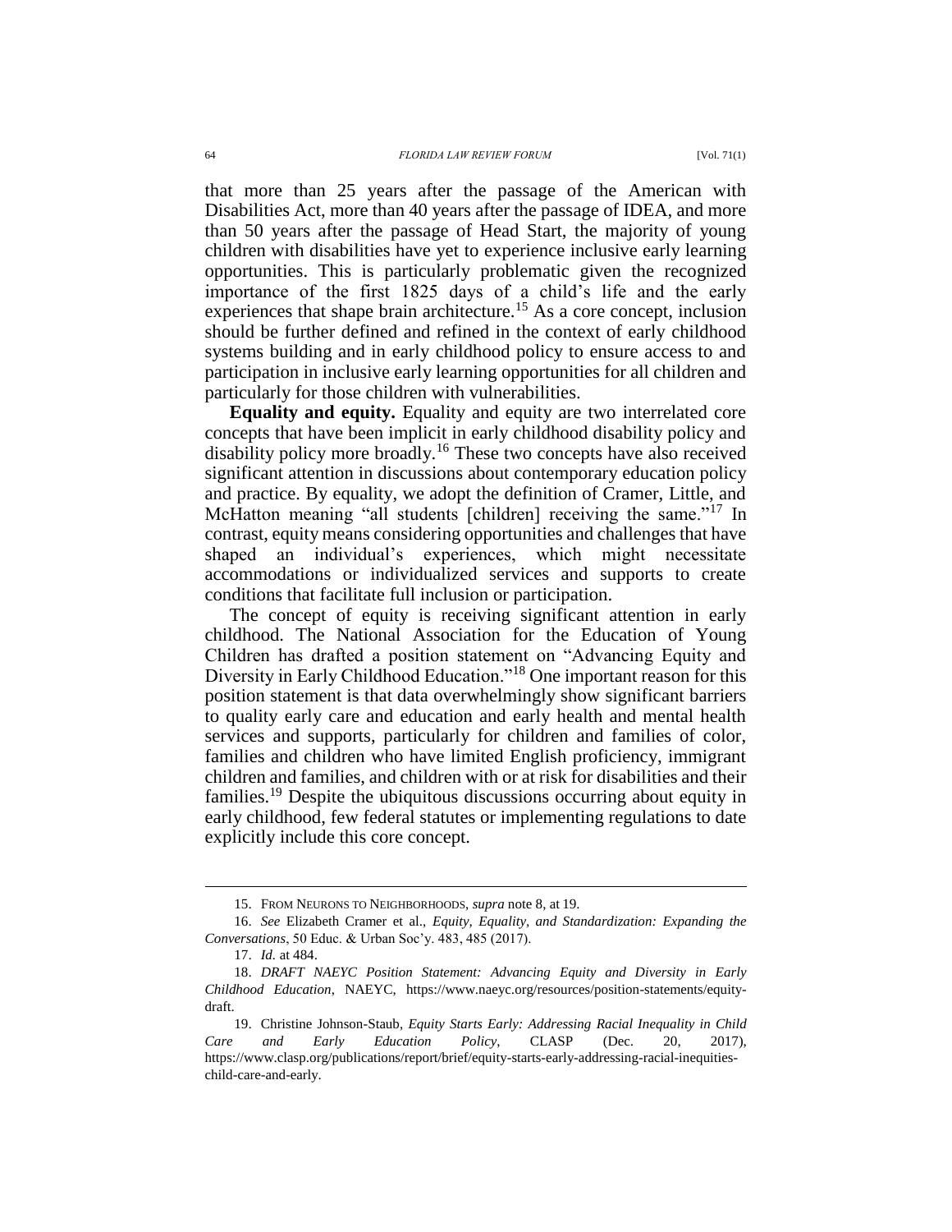that more than 25 years after the passage of the American with Disabilities Act, more than 40 years after the passage of IDEA, and more than 50 years after the passage of Head Start, the majority of young children with disabilities have yet to experience inclusive early learning opportunities. This is particularly problematic given the recognized importance of the first 1825 days of a child's life and the early experiences that shape brain architecture.[15] As a core concept, inclusion should be further defined and refined in the context of early childhood systems building and in early childhood policy to ensure access to and participation in inclusive early learning opportunities for all children and particularly for those children with vulnerabilities.

**Equality and equity.** Equality and equity are two interrelated core concepts that have been implicit in early childhood disability policy and disability policy more broadly.[16] These two concepts have also received significant attention in discussions about contemporary education policy and practice. By equality, we adopt the definition of Cramer, Little, and McHatton meaning "all students [children] receiving the same."[17] In contrast, equity means considering opportunities and challenges that have shaped an individual's experiences, which might necessitate accommodations or individualized services and supports to create conditions that facilitate full inclusion or participation.

The concept of equity is receiving significant attention in early childhood. The National Association for the Education of Young Children has drafted a position statement on "Advancing Equity and Diversity in Early Childhood Education."[18] One important reason for this position statement is that data overwhelmingly show significant barriers to quality early care and education and early health and mental health services and supports, particularly for children and families of color, families and children who have limited English proficiency, immigrant children and families, and children with or at risk for disabilities and their families.[19] Despite the ubiquitous discussions occurring about equity in early childhood, few federal statutes or implementing regulations to date explicitly include this core concept.

---

15. FROM NEURONS TO NEIGHBORHOODS, *supra* note 8, at 19.

16. *See* Elizabeth Cramer et al., *Equity, Equality, and Standardization: Expanding the Conversations*, 50 Educ. & Urban Soc'y. 483, 485 (2017).

17. *Id.* at 484.

18. *DRAFT NAEYC Position Statement: Advancing Equity and Diversity in Early Childhood Education*, NAEYC, https://www.naeyc.org/resources/position-statements/equity-draft.

19. Christine Johnson-Staub, *Equity Starts Early: Addressing Racial Inequality in Child Care and Early Education Policy*, CLASP (Dec. 20, 2017), https://www.clasp.org/publications/report/brief/equity-starts-early-addressing-racial-inequities-child-care-and-early.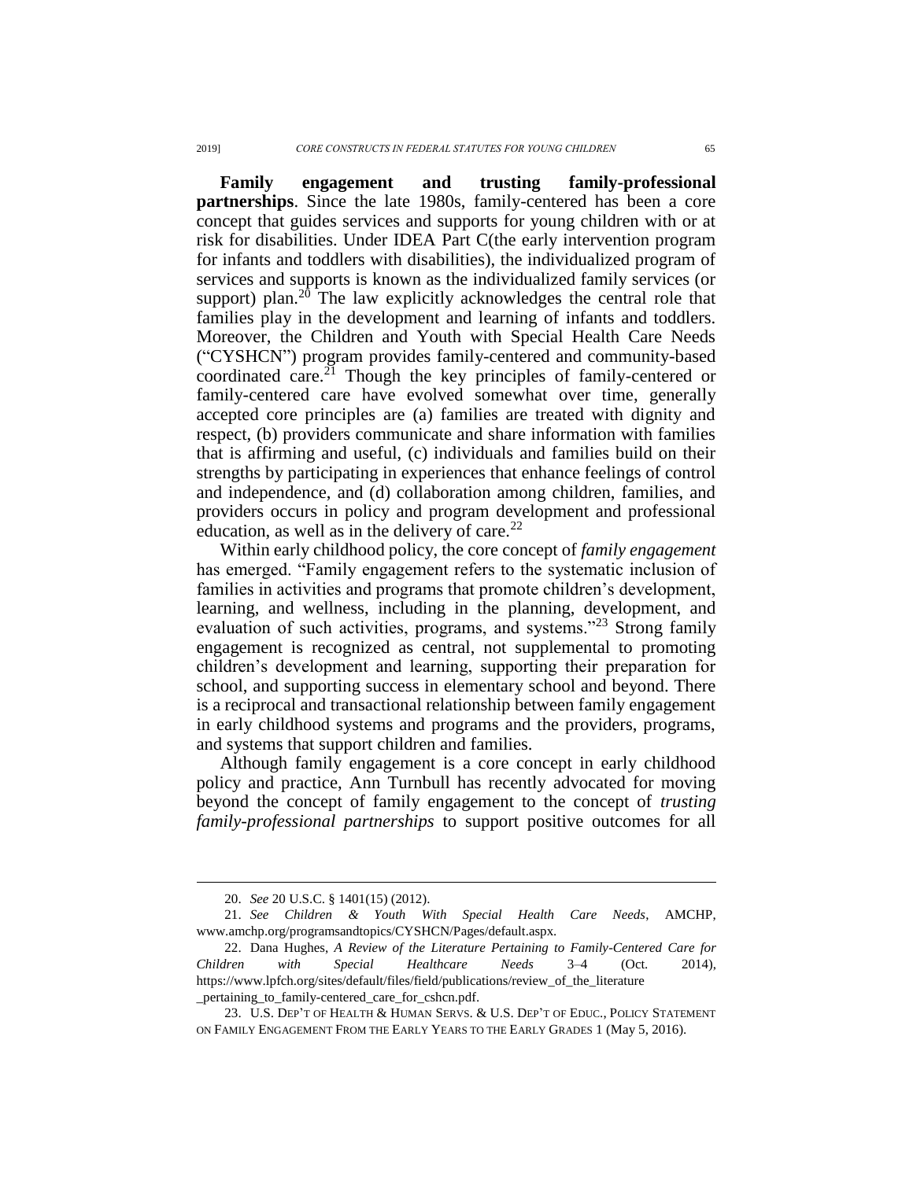**Family engagement and trusting family-professional partnerships**. Since the late 1980s, family-centered has been a core concept that guides services and supports for young children with or at risk for disabilities. Under IDEA Part C(the early intervention program for infants and toddlers with disabilities), the individualized program of services and supports is known as the individualized family services (or support) plan.[20] The law explicitly acknowledges the central role that families play in the development and learning of infants and toddlers. Moreover, the Children and Youth with Special Health Care Needs ("CYSHCN") program provides family-centered and community-based coordinated care.[21] Though the key principles of family-centered or family-centered care have evolved somewhat over time, generally accepted core principles are (a) families are treated with dignity and respect, (b) providers communicate and share information with families that is affirming and useful, (c) individuals and families build on their strengths by participating in experiences that enhance feelings of control and independence, and (d) collaboration among children, families, and providers occurs in policy and program development and professional education, as well as in the delivery of care.[22]

Within early childhood policy, the core concept of *family engagement* has emerged. "Family engagement refers to the systematic inclusion of families in activities and programs that promote children's development, learning, and wellness, including in the planning, development, and evaluation of such activities, programs, and systems."[23] Strong family engagement is recognized as central, not supplemental to promoting children's development and learning, supporting their preparation for school, and supporting success in elementary school and beyond. There is a reciprocal and transactional relationship between family engagement in early childhood systems and programs and the providers, programs, and systems that support children and families.

Although family engagement is a core concept in early childhood policy and practice, Ann Turnbull has recently advocated for moving beyond the concept of family engagement to the concept of *trusting family-professional partnerships* to support positive outcomes for all

---

20. *See* 20 U.S.C. § 1401(15) (2012).

21. *See Children & Youth With Special Health Care Needs*, AMCHP, www.amchp.org/programsandtopics/CYSHCN/Pages/default.aspx.

22. Dana Hughes, *A Review of the Literature Pertaining to Family-Centered Care for Children with Special Healthcare Needs* 3–4 (Oct. 2014), https://www.lpfch.org/sites/default/files/field/publications/review_of_the_literature_pertaining_to_family-centered_care_for_cshcn.pdf.

23. U.S. DEP'T OF HEALTH & HUMAN SERVS. & U.S. DEP'T OF EDUC., POLICY STATEMENT ON FAMILY ENGAGEMENT FROM THE EARLY YEARS TO THE EARLY GRADES 1 (May 5, 2016).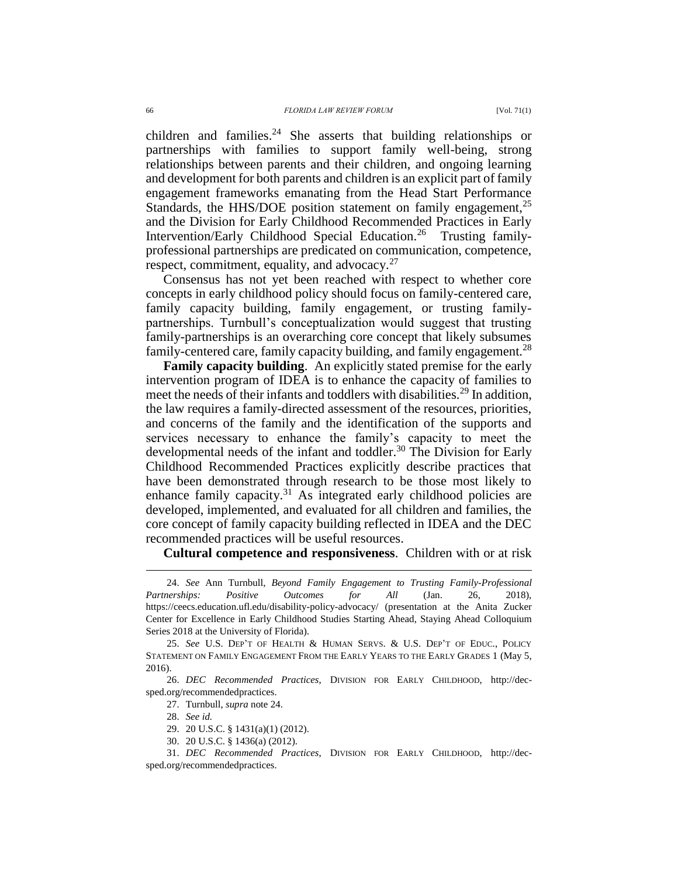children and families.[24] She asserts that building relationships or partnerships with families to support family well-being, strong relationships between parents and their children, and ongoing learning and development for both parents and children is an explicit part of family engagement frameworks emanating from the Head Start Performance Standards, the HHS/DOE position statement on family engagement,[25] and the Division for Early Childhood Recommended Practices in Early Intervention/Early Childhood Special Education.[26] Trusting family-professional partnerships are predicated on communication, competence, respect, commitment, equality, and advocacy.[27]

Consensus has not yet been reached with respect to whether core concepts in early childhood policy should focus on family-centered care, family capacity building, family engagement, or trusting family-partnerships. Turnbull's conceptualization would suggest that trusting family-partnerships is an overarching core concept that likely subsumes family-centered care, family capacity building, and family engagement.[28]

**Family capacity building**. An explicitly stated premise for the early intervention program of IDEA is to enhance the capacity of families to meet the needs of their infants and toddlers with disabilities.[29] In addition, the law requires a family-directed assessment of the resources, priorities, and concerns of the family and the identification of the supports and services necessary to enhance the family's capacity to meet the developmental needs of the infant and toddler.[30] The Division for Early Childhood Recommended Practices explicitly describe practices that have been demonstrated through research to be those most likely to enhance family capacity.[31] As integrated early childhood policies are developed, implemented, and evaluated for all children and families, the core concept of family capacity building reflected in IDEA and the DEC recommended practices will be useful resources.

**Cultural competence and responsiveness**. Children with or at risk

---

24. *See* Ann Turnbull, *Beyond Family Engagement to Trusting Family-Professional Partnerships: Positive Outcomes for All* (Jan. 26, 2018), https://ceecs.education.ufl.edu/disability-policy-advocacy/ (presentation at the Anita Zucker Center for Excellence in Early Childhood Studies Starting Ahead, Staying Ahead Colloquium Series 2018 at the University of Florida).

25. *See* U.S. DEP'T OF HEALTH & HUMAN SERVS. & U.S. DEP'T OF EDUC., POLICY STATEMENT ON FAMILY ENGAGEMENT FROM THE EARLY YEARS TO THE EARLY GRADES 1 (May 5, 2016).

26. *DEC Recommended Practices*, DIVISION FOR EARLY CHILDHOOD, http://dec-sped.org/recommendedpractices.

27. Turnbull, *supra* note 24.

28. *See id.*

29. 20 U.S.C. § 1431(a)(1) (2012).

30. 20 U.S.C. § 1436(a) (2012).

31. *DEC Recommended Practices*, DIVISION FOR EARLY CHILDHOOD, http://dec-sped.org/recommendedpractices.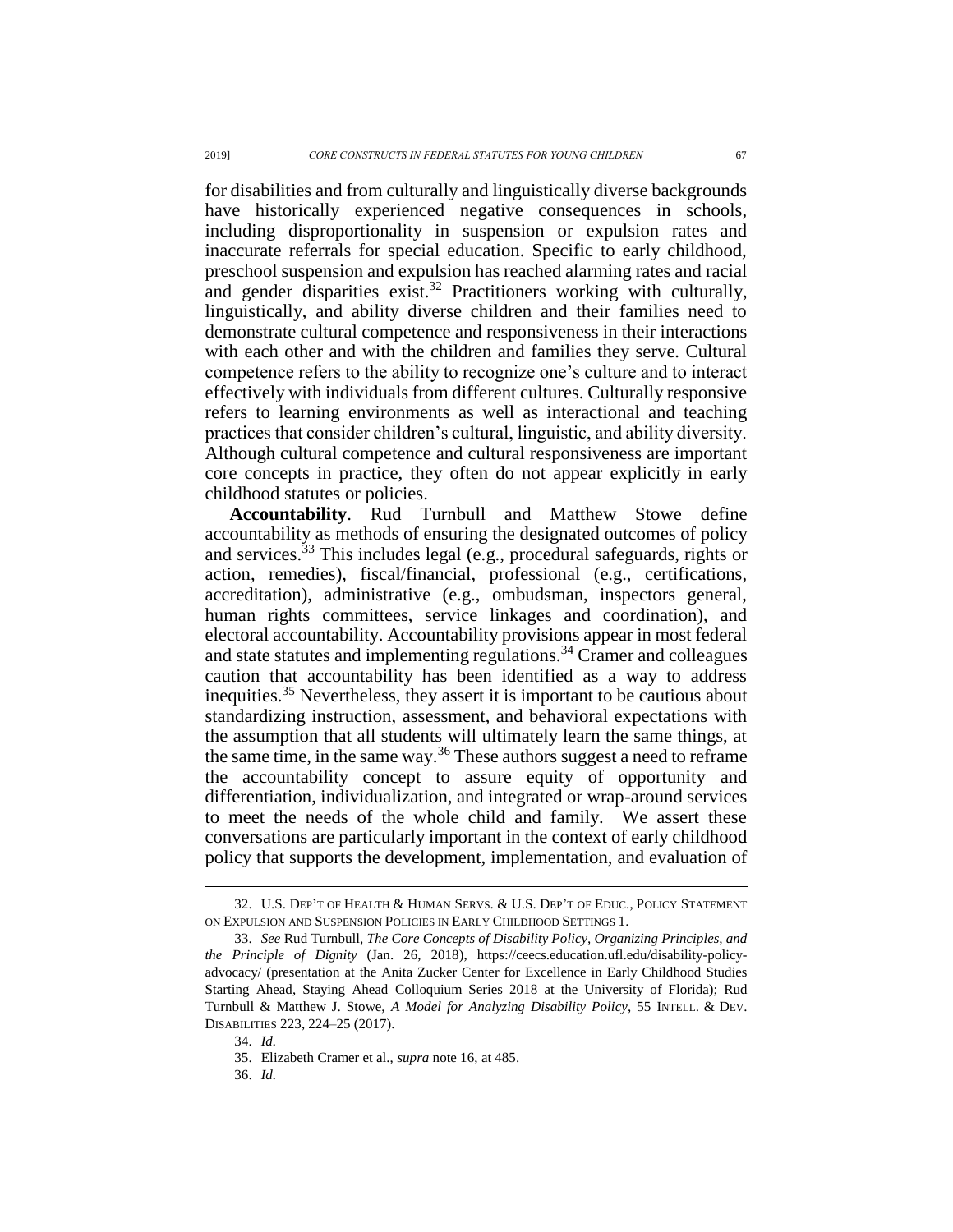for disabilities and from culturally and linguistically diverse backgrounds have historically experienced negative consequences in schools, including disproportionality in suspension or expulsion rates and inaccurate referrals for special education. Specific to early childhood, preschool suspension and expulsion has reached alarming rates and racial and gender disparities exist.[32] Practitioners working with culturally, linguistically, and ability diverse children and their families need to demonstrate cultural competence and responsiveness in their interactions with each other and with the children and families they serve. Cultural competence refers to the ability to recognize one's culture and to interact effectively with individuals from different cultures. Culturally responsive refers to learning environments as well as interactional and teaching practices that consider children's cultural, linguistic, and ability diversity. Although cultural competence and cultural responsiveness are important core concepts in practice, they often do not appear explicitly in early childhood statutes or policies.

**Accountability**. Rud Turnbull and Matthew Stowe define accountability as methods of ensuring the designated outcomes of policy and services.[33] This includes legal (e.g., procedural safeguards, rights or action, remedies), fiscal/financial, professional (e.g., certifications, accreditation), administrative (e.g., ombudsman, inspectors general, human rights committees, service linkages and coordination), and electoral accountability. Accountability provisions appear in most federal and state statutes and implementing regulations.[34] Cramer and colleagues caution that accountability has been identified as a way to address inequities.[35] Nevertheless, they assert it is important to be cautious about standardizing instruction, assessment, and behavioral expectations with the assumption that all students will ultimately learn the same things, at the same time, in the same way.[36] These authors suggest a need to reframe the accountability concept to assure equity of opportunity and differentiation, individualization, and integrated or wrap-around services to meet the needs of the whole child and family. We assert these conversations are particularly important in the context of early childhood policy that supports the development, implementation, and evaluation of

---

32. U.S. DEP'T OF HEALTH & HUMAN SERVS. & U.S. DEP'T OF EDUC., POLICY STATEMENT ON EXPULSION AND SUSPENSION POLICIES IN EARLY CHILDHOOD SETTINGS 1.

33. *See* Rud Turnbull, *The Core Concepts of Disability Policy, Organizing Principles, and the Principle of Dignity* (Jan. 26, 2018), https://ceecs.education.ufl.edu/disability-policy-advocacy/ (presentation at the Anita Zucker Center for Excellence in Early Childhood Studies Starting Ahead, Staying Ahead Colloquium Series 2018 at the University of Florida); Rud Turnbull & Matthew J. Stowe, *A Model for Analyzing Disability Policy*, 55 INTELL. & DEV. DISABILITIES 223, 224–25 (2017).

34. *Id.*

35. Elizabeth Cramer et al., *supra* note 16, at 485.

36. *Id.*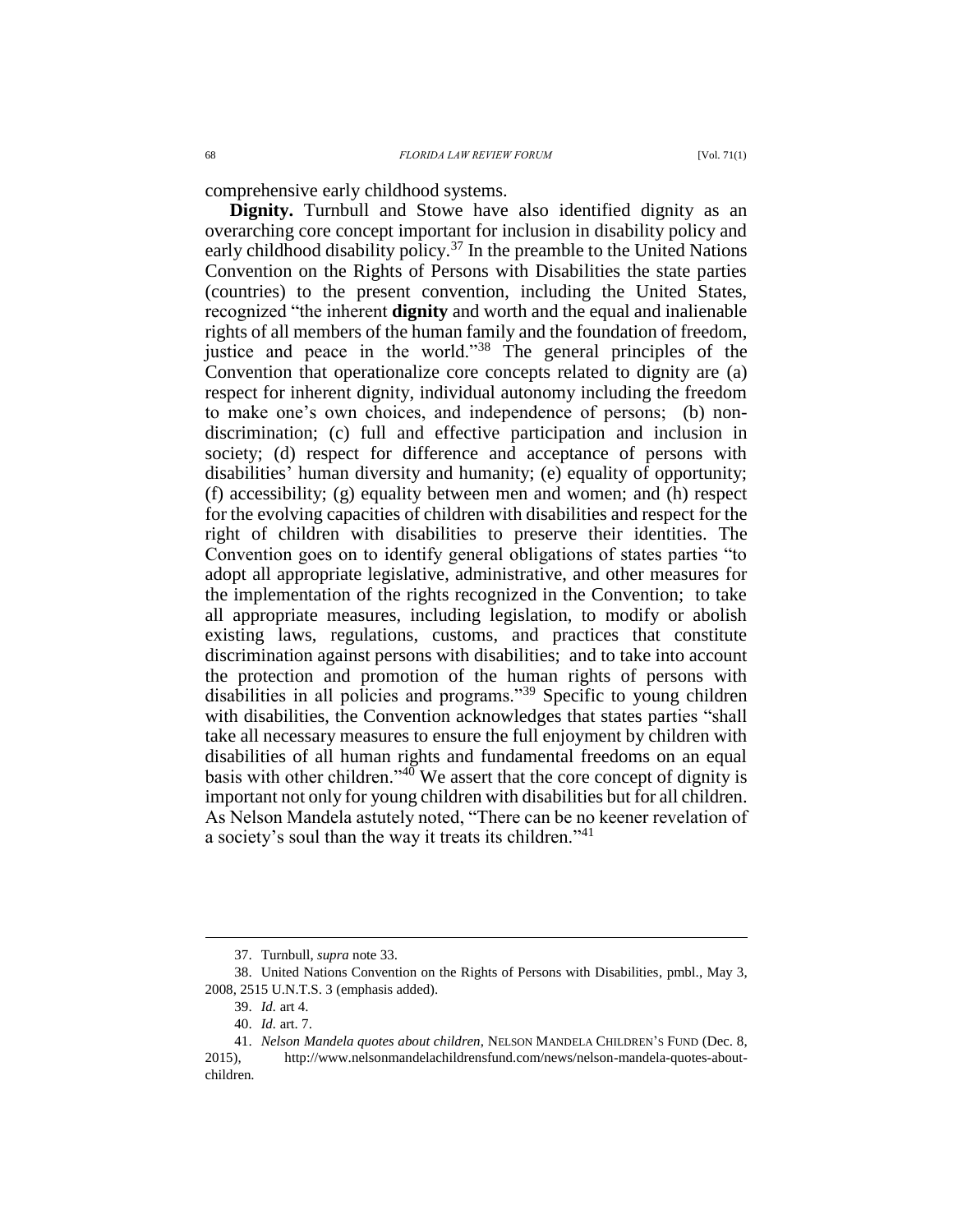comprehensive early childhood systems.

**Dignity.** Turnbull and Stowe have also identified dignity as an overarching core concept important for inclusion in disability policy and early childhood disability policy.[37] In the preamble to the United Nations Convention on the Rights of Persons with Disabilities the state parties (countries) to the present convention, including the United States, recognized "the inherent **dignity** and worth and the equal and inalienable rights of all members of the human family and the foundation of freedom, justice and peace in the world."[38] The general principles of the Convention that operationalize core concepts related to dignity are (a) respect for inherent dignity, individual autonomy including the freedom to make one's own choices, and independence of persons; (b) non-discrimination; (c) full and effective participation and inclusion in society; (d) respect for difference and acceptance of persons with disabilities' human diversity and humanity; (e) equality of opportunity; (f) accessibility; (g) equality between men and women; and (h) respect for the evolving capacities of children with disabilities and respect for the right of children with disabilities to preserve their identities. The Convention goes on to identify general obligations of states parties "to adopt all appropriate legislative, administrative, and other measures for the implementation of the rights recognized in the Convention; to take all appropriate measures, including legislation, to modify or abolish existing laws, regulations, customs, and practices that constitute discrimination against persons with disabilities; and to take into account the protection and promotion of the human rights of persons with disabilities in all policies and programs."[39] Specific to young children with disabilities, the Convention acknowledges that states parties "shall take all necessary measures to ensure the full enjoyment by children with disabilities of all human rights and fundamental freedoms on an equal basis with other children."[40] We assert that the core concept of dignity is important not only for young children with disabilities but for all children. As Nelson Mandela astutely noted, "There can be no keener revelation of a society's soul than the way it treats its children."[41]

---

37. Turnbull, *supra* note 33.

38. United Nations Convention on the Rights of Persons with Disabilities, pmbl., May 3, 2008, 2515 U.N.T.S. 3 (emphasis added).

39. *Id.* art 4.

40. *Id.* art. 7.

41. *Nelson Mandela quotes about children*, NELSON MANDELA CHILDREN'S FUND (Dec. 8, 2015), http://www.nelsonmandelachildrensfund.com/news/nelson-mandela-quotes-about-children.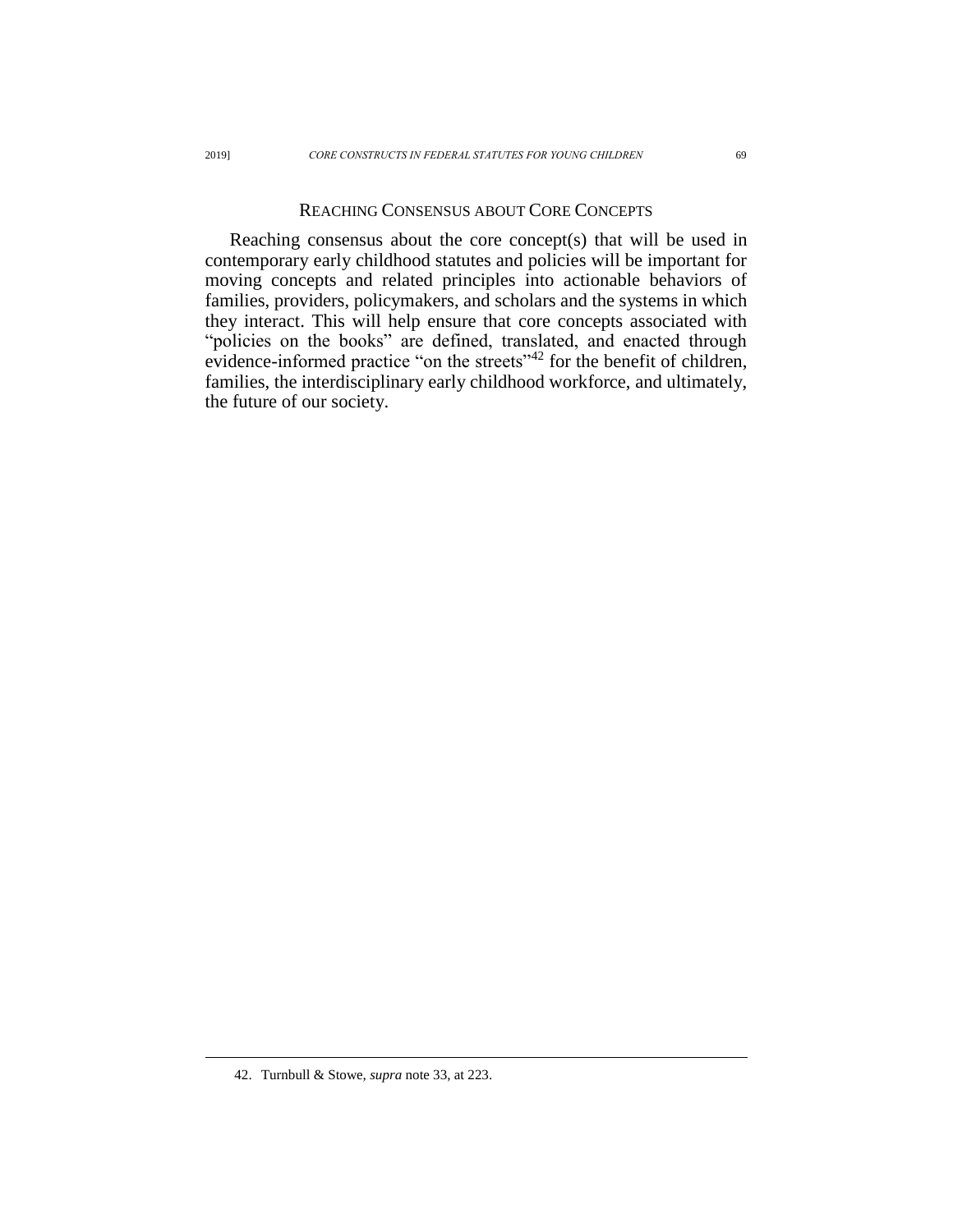## REACHING CONSENSUS ABOUT CORE CONCEPTS

Reaching consensus about the core concept(s) that will be used in contemporary early childhood statutes and policies will be important for moving concepts and related principles into actionable behaviors of families, providers, policymakers, and scholars and the systems in which they interact. This will help ensure that core concepts associated with "policies on the books" are defined, translated, and enacted through evidence-informed practice "on the streets"[42] for the benefit of children, families, the interdisciplinary early childhood workforce, and ultimately, the future of our society.

---

42. Turnbull & Stowe, *supra* note 33, at 223.